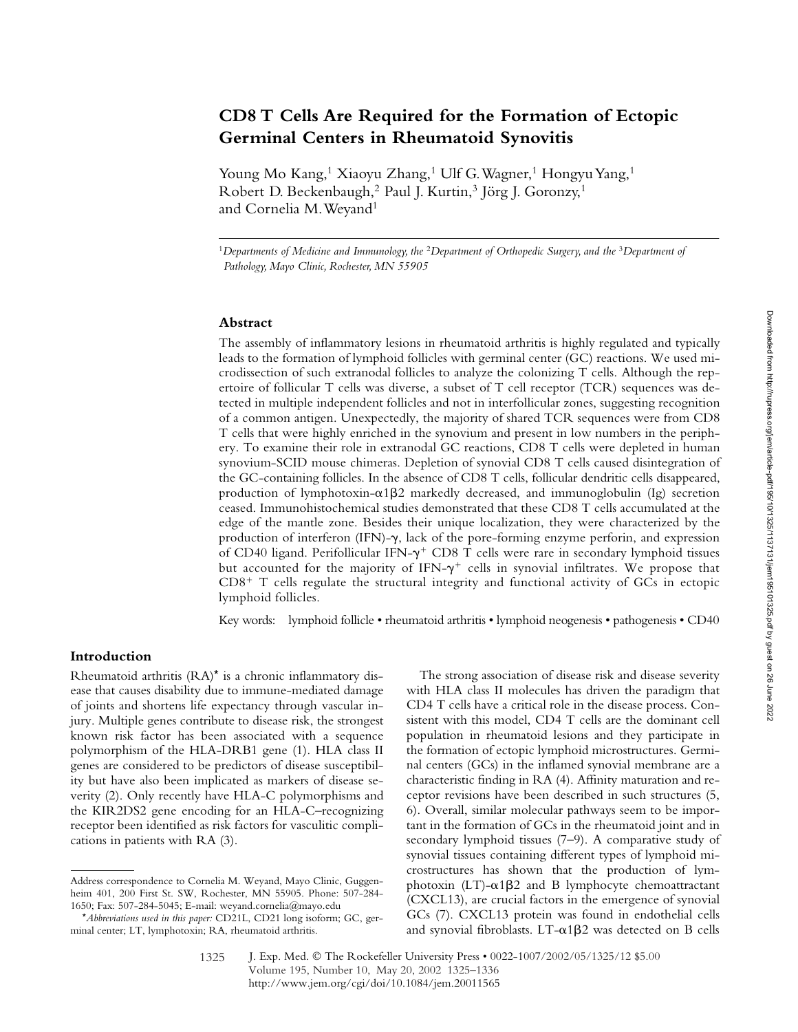# CD8 T Cells Are Required for the Formation of Ectopic Germinal Centers in Rheumatoid Synovitis

Young Mo Kang,[1] Xiaoyu Zhang,[1] Ulf G. Wagner,[1] Hongyu Yang,[1] Robert D. Beckenbaugh,[2] Paul J. Kurtin,[3] Jörg J. Goronzy,[1] and Cornelia M. Weyand[1]

[1]*Departments of Medicine and Immunology, the* [2]*Department of Orthopedic Surgery, and the* [3]*Department of Pathology, Mayo Clinic, Rochester, MN 55905*

## Abstract

The assembly of inflammatory lesions in rheumatoid arthritis is highly regulated and typically leads to the formation of lymphoid follicles with germinal center (GC) reactions. We used microdissection of such extranodal follicles to analyze the colonizing T cells. Although the repertoire of follicular T cells was diverse, a subset of T cell receptor (TCR) sequences was detected in multiple independent follicles and not in interfollicular zones, suggesting recognition of a common antigen. Unexpectedly, the majority of shared TCR sequences were from CD8 T cells that were highly enriched in the synovium and present in low numbers in the periphery. To examine their role in extranodal GC reactions, CD8 T cells were depleted in human synovium-SCID mouse chimeras. Depletion of synovial CD8 T cells caused disintegration of the GC-containing follicles. In the absence of CD8 T cells, follicular dendritic cells disappeared, production of lymphotoxin-$\alpha 1\beta 2$ markedly decreased, and immunoglobulin (Ig) secretion ceased. Immunohistochemical studies demonstrated that these CD8 T cells accumulated at the edge of the mantle zone. Besides their unique localization, they were characterized by the production of interferon (IFN)-$\gamma$, lack of the pore-forming enzyme perforin, and expression of CD40 ligand. Perifollicular IFN-$\gamma^+$ CD8 T cells were rare in secondary lymphoid tissues but accounted for the majority of IFN-$\gamma^+$ cells in synovial infiltrates. We propose that $CD8^+$ T cells regulate the structural integrity and functional activity of GCs in ectopic lymphoid follicles.

Key words: lymphoid follicle • rheumatoid arthritis • lymphoid neogenesis • pathogenesis • CD40

## Introduction

Rheumatoid arthritis (RA)* is a chronic inflammatory disease that causes disability due to immune-mediated damage of joints and shortens life expectancy through vascular injury. Multiple genes contribute to disease risk, the strongest known risk factor has been associated with a sequence polymorphism of the HLA-DRB1 gene (1). HLA class II genes are considered to be predictors of disease susceptibility but have also been implicated as markers of disease severity (2). Only recently have HLA-C polymorphisms and the KIR2DS2 gene encoding for an HLA-C–recognizing receptor been identified as risk factors for vasculitic complications in patients with RA (3).

The strong association of disease risk and disease severity with HLA class II molecules has driven the paradigm that CD4 T cells have a critical role in the disease process. Consistent with this model, CD4 T cells are the dominant cell population in rheumatoid lesions and they participate in the formation of ectopic lymphoid microstructures. Germinal centers (GCs) in the inflamed synovial membrane are a characteristic finding in RA (4). Affinity maturation and receptor revisions have been described in such structures (5, 6). Overall, similar molecular pathways seem to be important in the formation of GCs in the rheumatoid joint and in secondary lymphoid tissues (7–9). A comparative study of synovial tissues containing different types of lymphoid microstructures has shown that the production of lymphotoxin (LT)-$\alpha 1\beta 2$ and B lymphocyte chemoattractant (CXCL13), are crucial factors in the emergence of synovial GCs (7). CXCL13 protein was found in endothelial cells and synovial fibroblasts. LT-$\alpha 1\beta 2$ was detected on B cells

---

Address correspondence to Cornelia M. Weyand, Mayo Clinic, Guggenheim 401, 200 First St. SW, Rochester, MN 55905. Phone: 507-284-1650; Fax: 507-284-5045; E-mail: weyand.cornelia@mayo.edu

**Abbreviations used in this paper:* CD21L, CD21 long isoform; GC, germinal center; LT, lymphotoxin; RA, rheumatoid arthritis.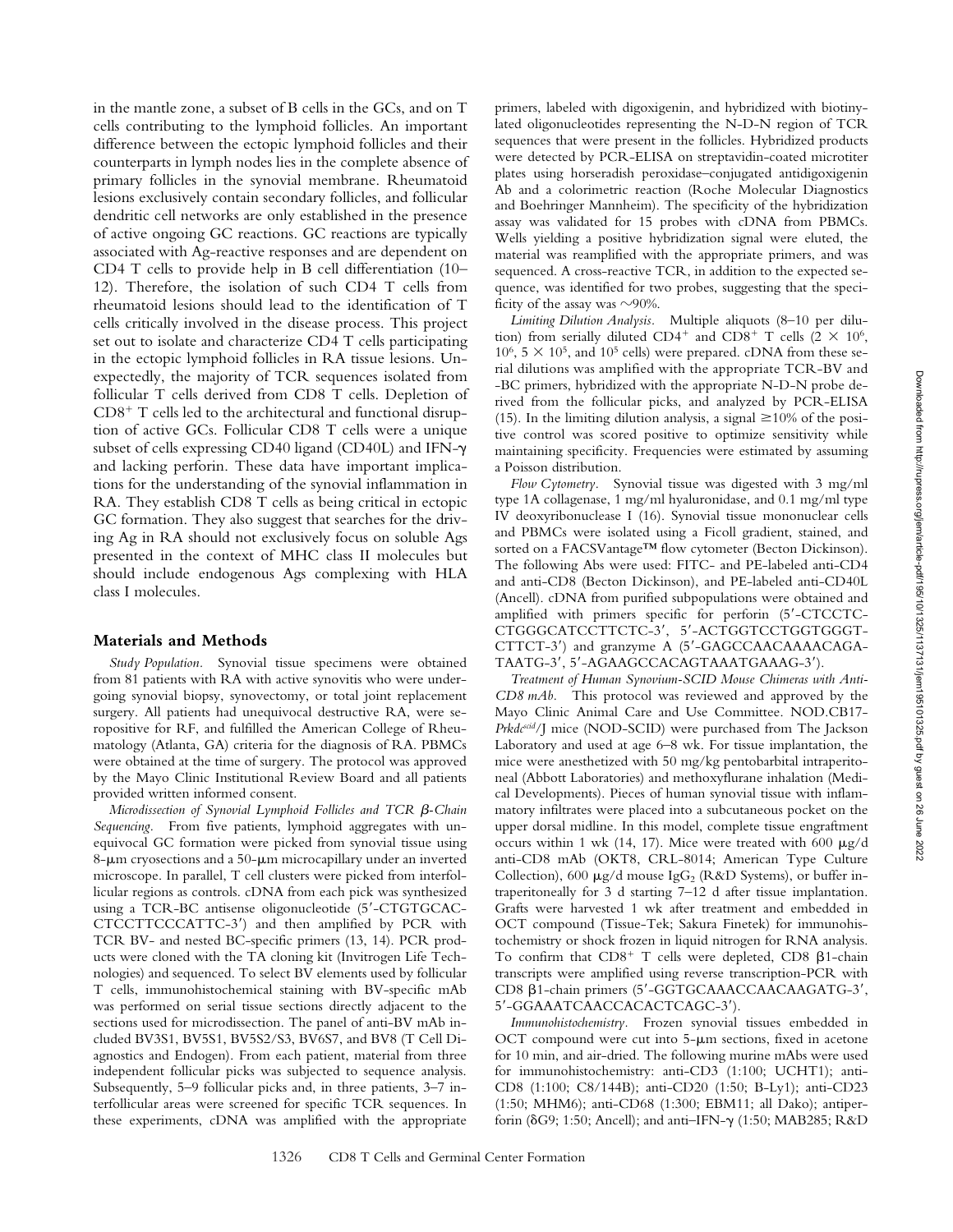in the mantle zone, a subset of B cells in the GCs, and on T cells contributing to the lymphoid follicles. An important difference between the ectopic lymphoid follicles and their counterparts in lymph nodes lies in the complete absence of primary follicles in the synovial membrane. Rheumatoid lesions exclusively contain secondary follicles, and follicular dendritic cell networks are only established in the presence of active ongoing GC reactions. GC reactions are typically associated with Ag-reactive responses and are dependent on CD4 T cells to provide help in B cell differentiation (10–12). Therefore, the isolation of such CD4 T cells from rheumatoid lesions should lead to the identification of T cells critically involved in the disease process. This project set out to isolate and characterize CD4 T cells participating in the ectopic lymphoid follicles in RA tissue lesions. Unexpectedly, the majority of TCR sequences isolated from follicular T cells derived from CD8 T cells. Depletion of $CD8^+$ T cells led to the architectural and functional disruption of active GCs. Follicular CD8 T cells were a unique subset of cells expressing CD40 ligand (CD40L) and IFN-γ and lacking perforin. These data have important implications for the understanding of the synovial inflammation in RA. They establish CD8 T cells as being critical in ectopic GC formation. They also suggest that searches for the driving Ag in RA should not exclusively focus on soluble Ags presented in the context of MHC class II molecules but should include endogenous Ags complexing with HLA class I molecules.

## Materials and Methods

*Study Population.* Synovial tissue specimens were obtained from 81 patients with RA with active synovitis who were undergoing synovial biopsy, synovectomy, or total joint replacement surgery. All patients had unequivocal destructive RA, were seropositive for RF, and fulfilled the American College of Rheumatology (Atlanta, GA) criteria for the diagnosis of RA. PBMCs were obtained at the time of surgery. The protocol was approved by the Mayo Clinic Institutional Review Board and all patients provided written informed consent.

*Microdissection of Synovial Lymphoid Follicles and TCR β-Chain Sequencing.* From five patients, lymphoid aggregates with unequivocal GC formation were picked from synovial tissue using 8-μm cryosections and a 50-μm microcapillary under an inverted microscope. In parallel, T cell clusters were picked from interfollicular regions as controls. cDNA from each pick was synthesized using a TCR-BC antisense oligonucleotide (5′-CTGTGCAC-CTCCTTCCCATTC-3′) and then amplified by PCR with TCR BV- and nested BC-specific primers (13, 14). PCR products were cloned with the TA cloning kit (Invitrogen Life Technologies) and sequenced. To select BV elements used by follicular T cells, immunohistochemical staining with BV-specific mAb was performed on serial tissue sections directly adjacent to the sections used for microdissection. The panel of anti-BV mAb included BV3S1, BV5S1, BV5S2/S3, BV6S7, and BV8 (T Cell Diagnostics and Endogen). From each patient, material from three independent follicular picks was subjected to sequence analysis. Subsequently, 5–9 follicular picks and, in three patients, 3–7 interfollicular areas were screened for specific TCR sequences. In these experiments, cDNA was amplified with the appropriate primers, labeled with digoxigenin, and hybridized with biotinylated oligonucleotides representing the N-D-N region of TCR sequences that were present in the follicles. Hybridized products were detected by PCR-ELISA on streptavidin-coated microtiter plates using horseradish peroxidase–conjugated antidigoxigenin Ab and a colorimetric reaction (Roche Molecular Diagnostics and Boehringer Mannheim). The specificity of the hybridization assay was validated for 15 probes with cDNA from PBMCs. Wells yielding a positive hybridization signal were eluted, the material was reamplified with the appropriate primers, and was sequenced. A cross-reactive TCR, in addition to the expected sequence, was identified for two probes, suggesting that the specificity of the assay was ~90%.

*Limiting Dilution Analysis.* Multiple aliquots (8–10 per dilution) from serially diluted $CD4^+$ and $CD8^+$ T cells ($2 \times 10^6$, $10^6$, $5 \times 10^5$, and $10^5$ cells) were prepared. cDNA from these serial dilutions was amplified with the appropriate TCR-BV and -BC primers, hybridized with the appropriate N-D-N probe derived from the follicular picks, and analyzed by PCR-ELISA (15). In the limiting dilution analysis, a signal ≥10% of the positive control was scored positive to optimize sensitivity while maintaining specificity. Frequencies were estimated by assuming a Poisson distribution.

*Flow Cytometry.* Synovial tissue was digested with 3 mg/ml type 1A collagenase, 1 mg/ml hyaluronidase, and 0.1 mg/ml type IV deoxyribonuclease I (16). Synovial tissue mononuclear cells and PBMCs were isolated using a Ficoll gradient, stained, and sorted on a FACSVantage™ flow cytometer (Becton Dickinson). The following Abs were used: FITC- and PE-labeled anti-CD4 and anti-CD8 (Becton Dickinson), and PE-labeled anti-CD40L (Ancell). cDNA from purified subpopulations were obtained and amplified with primers specific for perforin (5′-CTCCTC-CTGGGCATCCTTCTC-3′, 5′-ACTGGTCCTGGTGGGT-CTTCT-3′) and granzyme A (5′-GAGCCAACAAAACAGA-TAATG-3′, 5′-AGAAGCCACAGTAAATGAAAG-3′).

*Treatment of Human Synovium-SCID Mouse Chimeras with Anti-CD8 mAb.* This protocol was reviewed and approved by the Mayo Clinic Animal Care and Use Committee. NOD.CB17-*Prkdc^scid^*/J mice (NOD-SCID) were purchased from The Jackson Laboratory and used at age 6–8 wk. For tissue implantation, the mice were anesthetized with 50 mg/kg pentobarbital intraperitoneal (Abbott Laboratories) and methoxyflurane inhalation (Medical Developments). Pieces of human synovial tissue with inflammatory infiltrates were placed into a subcutaneous pocket on the upper dorsal midline. In this model, complete tissue engraftment occurs within 1 wk (14, 17). Mice were treated with 600 μg/d anti-CD8 mAb (OKT8, CRL-8014; American Type Culture Collection), 600 μg/d mouse $IgG_2$ (R&D Systems), or buffer intraperitoneally for 3 d starting 7–12 d after tissue implantation. Grafts were harvested 1 wk after treatment and embedded in OCT compound (Tissue-Tek; Sakura Finetek) for immunohistochemistry or shock frozen in liquid nitrogen for RNA analysis. To confirm that $CD8^+$ T cells were depleted, CD8 β1-chain transcripts were amplified using reverse transcription-PCR with CD8 β1-chain primers (5′-GGTGCAAACCAACAAGATG-3′, 5′-GGAAATCAACCACACTCAGC-3′).

*Immunohistochemistry.* Frozen synovial tissues embedded in OCT compound were cut into 5-μm sections, fixed in acetone for 10 min, and air-dried. The following murine mAbs were used for immunohistochemistry: anti-CD3 (1:100; UCHT1); anti-CD8 (1:100; C8/144B); anti-CD20 (1:50; B-Ly1); anti-CD23 (1:50; MHM6); anti-CD68 (1:300; EBM11; all Dako); antiperforin (δG9; 1:50; Ancell); and anti–IFN-γ (1:50; MAB285; R&D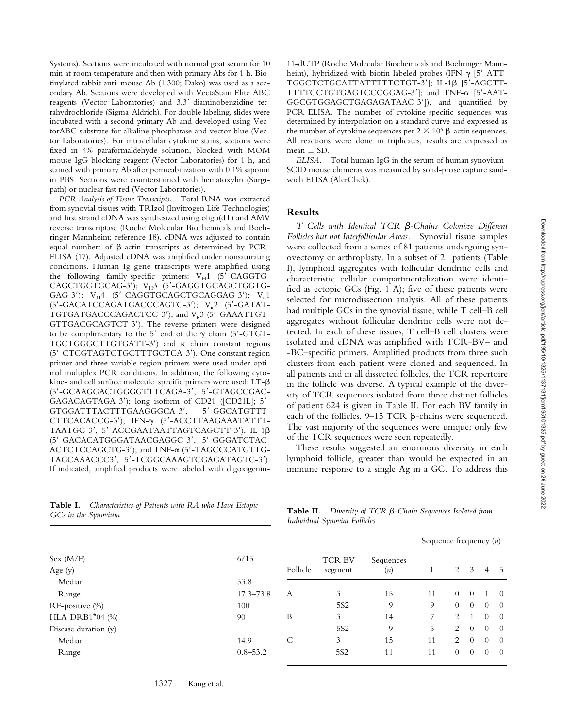Systems). Sections were incubated with normal goat serum for 10 min at room temperature and then with primary Abs for 1 h. Biotinylated rabbit anti–mouse Ab (1:300; Dako) was used as a secondary Ab. Sections were developed with VectaStain Elite ABC reagents (Vector Laboratories) and 3,3′-diaminobenzidine tetrahydrochloride (Sigma-Aldrich). For double labeling, slides were incubated with a second primary Ab and developed using VectorABC substrate for alkaline phosphatase and vector blue (Vector Laboratories). For intracellular cytokine stains, sections were fixed in 4% paraformaldehyde solution, blocked with MOM mouse IgG blocking reagent (Vector Laboratories) for 1 h, and stained with primary Ab after permeabilization with 0.1% saponin in PBS. Sections were counterstained with hematoxylin (Surgipath) or nuclear fast red (Vector Laboratories).

*PCR Analysis of Tissue Transcripts.* Total RNA was extracted from synovial tissues with TRIzol (Invitrogen Life Technologies) and first strand cDNA was synthesized using oligo(dT) and AMV reverse transcriptase (Roche Molecular Biochemicals and Boehringer Mannheim; reference 18). cDNA was adjusted to contain equal numbers of β-actin transcripts as determined by PCR-ELISA (17). Adjusted cDNA was amplified under nonsaturating conditions. Human Ig gene transcripts were amplified using the following family-specific primers: $V_H1$ (5′-CAGGTGCAGCTGGTGCAG-3′); $V_H3$ (5′-GAGGTGCAGCTGGTGGAG-3′); $V_H4$ (5′-CAGGTGCAGCTGCAGGAG-3′); $V_\kappa 1$ (5′-GACATCCAGATGACCCAGTC-3′); $V_\kappa 2$ (5′-GATATTGTGATGACCCAGACTCC-3′); and $V_\kappa 3$ (5′-GAAATTGTGTTGACGCAGTCT-3′). The reverse primers were designed to be complimentary to the 5′ end of the γ chain (5′-GTGTTGCTGGGCTTGTGATT-3′) and κ chain constant regions (5′-CTCGTAGTCTGCTTTGCTCA-3′). One constant region primer and three variable region primers were used under optimal multiplex PCR conditions. In addition, the following cytokine- and cell surface molecule–specific primers were used: LT-β (5′-GCAAGGACTGGGGTTTCAGA-3′, 5′-GTAGCCGACGAGACAGTAGA-3′); long isoform of CD21 ([CD21L]; 5′-GTGGATTTACTTTGAAGGGCA-3′, 5′-GGCATGTTTCTTCACACCG-3′); IFN-γ (5′-ACCTTAAGAAATATTTTAATGC-3′, 5′-ACCGAATAATTAGTCAGCTT-3′); IL-1β (5′-GACACATGGGATAACGAGGC-3′, 5′-GGGATCTACACTCTCCAGCTG-3′); and TNF-α (5′-TAGCCCATGTTGTAGCAAACCC3′, 5′-TCGGCAAAGTCGAGATAGTC-3′). If indicated, amplified products were labeled with digoxigenin-11-dUTP (Roche Molecular Biochemicals and Boehringer Mannheim), hybridized with biotin-labeled probes (IFN-γ [5′-ATTTGGCTCTGCATTATTTTTCTGT-3′]; IL-1β [5′-AGCTTTTTTGCTGTGAGTCCCGGAG-3′]; and TNF-α [5′-AATGGCGTGGAGCTGAGAGATAAC-3′]), and quantified by PCR-ELISA. The number of cytokine-specific sequences was determined by interpolation on a standard curve and expressed as the number of cytokine sequences per $2 \times 10^6$ β-actin sequences. All reactions were done in triplicates, results are expressed as mean ± SD.

*ELISA.* Total human IgG in the serum of human synovium-SCID mouse chimeras was measured by solid-phase capture sandwich ELISA (AlerChek).

## Results

*T Cells with Identical TCR β-Chains Colonize Different Follicles but not Interfollicular Areas.* Synovial tissue samples were collected from a series of 81 patients undergoing synovectomy or arthroplasty. In a subset of 21 patients (Table I), lymphoid aggregates with follicular dendritic cells and characteristic cellular compartmentalization were identified as ectopic GCs (Fig. 1 A); five of these patients were selected for microdissection analysis. All of these patients had multiple GCs in the synovial tissue, while T cell–B cell aggregates without follicular dendritic cells were not detected. In each of these tissues, T cell–B cell clusters were isolated and cDNA was amplified with TCR-BV– and -BC–specific primers. Amplified products from three such clusters from each patient were cloned and sequenced. In all patients and in all dissected follicles, the TCR repertoire in the follicle was diverse. A typical example of the diversity of TCR sequences isolated from three distinct follicles of patient 624 is given in Table II. For each BV family in each of the follicles, 9–15 TCR β-chains were sequenced. The vast majority of the sequences were unique; only few of the TCR sequences were seen repeatedly.

These results suggested an enormous diversity in each lymphoid follicle, greater than would be expected in an immune response to a single Ag in a GC. To address this

**Table I.** *Characteristics of Patients with RA who Have Ectopic GCs in the Synovium*

| | |
|---|---|
| Sex (M/F) | 6/15 |
| Age (y) | |
| Median | 53.8 |
| Range | 17.3–73.8 |
| RF-positive (%) | 100 |
| HLA-DRB1*04 (%) | 90 |
| Disease duration (y) | |
| Median | 14.9 |
| Range | 0.8–53.2 |

**Table II.** *Diversity of TCR β-Chain Sequences Isolated from Individual Synovial Follicles*

| | | | Sequence frequency (n) | | | | |
|---|---|---|---|---|---|---|---|
| Follicle | TCR BV segment | Sequences (n) | 1 | 2 | 3 | 4 | 5 |
| A | 3 | 15 | 11 | 0 | 0 | 1 | 0 |
| | 5S2 | 9 | 9 | 0 | 0 | 0 | 0 |
| B | 3 | 14 | 7 | 2 | 1 | 0 | 0 |
| | 5S2 | 9 | 5 | 2 | 0 | 0 | 0 |
| C | 3 | 15 | 11 | 2 | 0 | 0 | 0 |
| | 5S2 | 11 | 11 | 0 | 0 | 0 | 0 |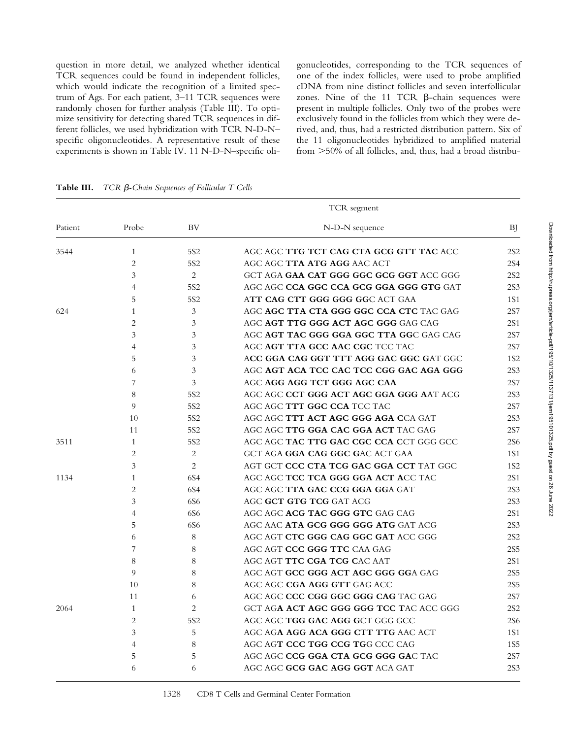question in more detail, we analyzed whether identical TCR sequences could be found in independent follicles, which would indicate the recognition of a limited spectrum of Ags. For each patient, 3–11 TCR sequences were randomly chosen for further analysis (Table III). To optimize sensitivity for detecting shared TCR sequences in different follicles, we used hybridization with TCR N-D-N–specific oligonucleotides. A representative result of these experiments is shown in Table IV. 11 N-D-N–specific oligonucleotides, corresponding to the TCR sequences of one of the index follicles, were used to probe amplified cDNA from nine distinct follicles and seven interfollicular zones. Nine of the 11 TCR β-chain sequences were present in multiple follicles. Only two of the probes were exclusively found in the follicles from which they were derived, and, thus, had a restricted distribution pattern. Six of the 11 oligonucleotides hybridized to amplified material from >50% of all follicles, and, thus, had a broad distribu-

**Table III.** *TCR β-Chain Sequences of Follicular T Cells*

| Patient | Probe | TCR segment | | |
|---|---|---|---|---|
| | | BV | N-D-N sequence | BJ |
| 3544 | 1 | 5S2 | AGC AGC **TTG TCT CAG CTA GCG GTT TAC** ACC | 2S2 |
| | 2 | 5S2 | AGC AGC **TTA ATG AGG** AAC ACT | 2S4 |
| | 3 | 2 | GCT AGA **GAA CAT GGG GGC GCG GGT** ACC GGG | 2S2 |
| | 4 | 5S2 | AGC AGC **CCA GGC CCA GCG GGA GGG GTG** GAT | 2S3 |
| | 5 | 5S2 | A**TT CAG CTT GGG GGG GG**C ACT GAA | 1S1 |
| 624 | 1 | 3 | AGC **AGC TTA CTA GGG GGC CCA CTC** TAC GAG | 2S7 |
| | 2 | 3 | AGC **AGT TTG GGG ACT AGC GGG** GAG CAG | 2S1 |
| | 3 | 3 | AGC **AGT TAC GGG GGA GGC TTA GG**C GAG CAG | 2S7 |
| | 4 | 3 | AGC **AGT TTA GCC AAC CGC** TCC TAC | 2S7 |
| | 5 | 3 | A**CC GGA CAG GGT TTT AGG GAC GGC G**AT GGC | 1S2 |
| | 6 | 3 | AGC **AGT ACA TCC CAC TCC CGG GAC AGA GGG** | 2S3 |
| | 7 | 3 | AGC **AGG AGG TCT GGG AGC CAA** | 2S7 |
| | 8 | 5S2 | AGC AGC **CCT GGG ACT AGC GGA GGG A**AT ACG | 2S3 |
| | 9 | 5S2 | AGC AGC **TTT GGC CCA** TCC TAC | 2S7 |
| | 10 | 5S2 | AGC AGC **TTT ACT AGC GGG AGA C**CA GAT | 2S3 |
| | 11 | 5S2 | AGC AGC **TTG GGA CAC GGA ACT** TAC GAG | 2S7 |
| 3511 | 1 | 5S2 | AGC AGC **TAC TTG GAC CGC CCA C**CT GGG GCC | 2S6 |
| | 2 | 2 | GCT AGA **GGA CAG GGC G**AC ACT GAA | 1S1 |
| | 3 | 2 | AGT GCT **CCC CTA TCG GAC GGA CCT** TAT GGC | 1S2 |
| 1134 | 1 | 6S4 | AGC AGC **TCC TCA GGG GGA ACT A**CC TAC | 2S1 |
| | 2 | 6S4 | AGC AGC **TTA GAC CCG GGA GG**A GAT | 2S3 |
| | 3 | 6S6 | AGC **GCT GTG TCG** GAT ACG | 2S3 |
| | 4 | 6S6 | AGC AGC **ACG TAC GGG GTC** GAG CAG | 2S1 |
| | 5 | 6S6 | AGC AAC **ATA GCG GGG GGG ATG** GAT ACG | 2S3 |
| | 6 | 8 | AGC AGT **CTC GGG CAG GGC GAT** ACC GGG | 2S2 |
| | 7 | 8 | AGC AGT **CCC GGG TTC** CAA GAG | 2S5 |
| | 8 | 8 | AGC AGT **TTC CGA TCG C**AC AAT | 2S1 |
| | 9 | 8 | AGC AGT **GCC GGG ACT AGC GGG GG**A GAG | 2S5 |
| | 10 | 8 | AGC AGC **CGA AGG GTT** GAG ACC | 2S5 |
| | 11 | 6 | AGC AGC **CCC CGG GGC GGG CAG** TAC GAG | 2S7 |
| 2064 | 1 | 2 | GCT AG**A ACT AGC GGG GGG TCC T**AC ACC GGG | 2S2 |
| | 2 | 5S2 | AGC AGC **TGG GAC AGG G**CT GGG GCC | 2S6 |
| | 3 | 5 | AGC AG**A AGG ACA GGG CTT TTG** AAC ACT | 1S1 |
| | 4 | 8 | AGC AG**T CCC TGG CCG TG**G CCC CAG | 1S5 |
| | 5 | 5 | AGC AGC **CCG GGA CTA GCG GGG GA**C TAC | 2S7 |
| | 6 | 6 | AGC AGC **GCG GAC AGG GGT** ACA GAT | 2S3 |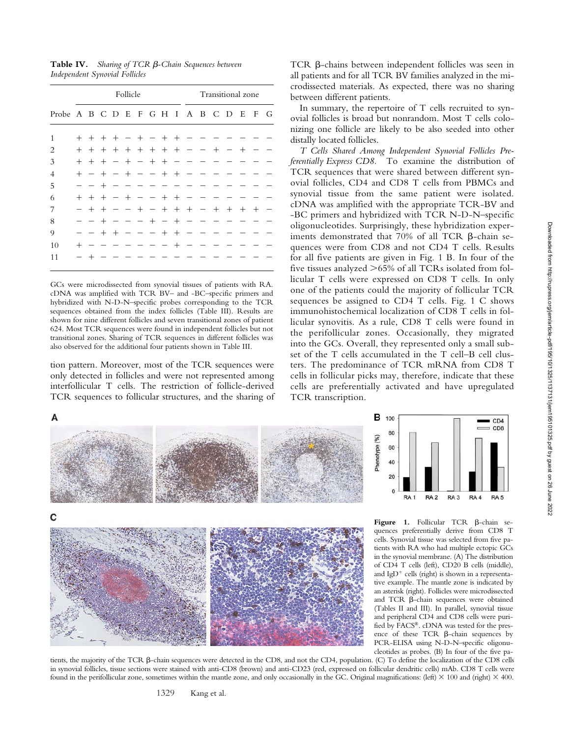**Table IV.** *Sharing of TCR β-Chain Sequences between Independent Synovial Follicles*

| | Follicle | | | | | | | | | Transitional zone | | | | | | |
|---|---|---|---|---|---|---|---|---|---|---|---|---|---|---|---|---|
| Probe | A | B | C | D | E | F | G | H | I | A | B | C | D | E | F | G |
| 1 | + | + | + | + | − | + | − | + | + | − | − | − | − | − | − | − |
| 2 | + | + | + | + | + | + | + | + | + | − | − | + | − | + | − | − |
| 3 | + | + | + | − | + | − | + | + | − | − | − | − | − | − | − | − |
| 4 | + | − | + | − | + | − | − | + | + | − | − | − | − | − | − | − |
| 5 | − | − | + | − | − | − | − | − | − | − | − | − | − | − | − | − |
| 6 | + | + | + | − | + | − | − | + | + | − | − | − | − | − | − | − |
| 7 | − | + | + | − | − | + | − | + | + | + | − | + | + | + | + | − |
| 8 | − | − | + | − | − | − | + | − | + | − | − | − | − | − | − | − |
| 9 | − | − | + | + | − | − | − | + | + | − | − | − | − | − | − | − |
| 10 | + | − | − | − | − | − | − | − | + | − | − | − | − | − | − | − |
| 11 | − | + | − | − | − | − | − | − | − | − | − | − | − | − | − | − |

GCs were microdissected from synovial tissues of patients with RA. cDNA was amplified with TCR BV– and -BC–specific primers and hybridized with N-D-N–specific probes corresponding to the TCR sequences obtained from the index follicles (Table III). Results are shown for nine different follicles and seven transitional zones of patient 624. Most TCR sequences were found in independent follicles but not transitional zones. Sharing of TCR sequences in different follicles was also observed for the additional four patients shown in Table III.

tion pattern. Moreover, most of the TCR sequences were only detected in follicles and were not represented among interfollicular T cells. The restriction of follicle-derived TCR sequences to follicular structures, and the sharing of TCR β-chains between independent follicles was seen in all patients and for all TCR BV families analyzed in the microdissected materials. As expected, there was no sharing between different patients.

In summary, the repertoire of T cells recruited to synovial follicles is broad but nonrandom. Most T cells colonizing one follicle are likely to be also seeded into other distally located follicles.

*T Cells Shared Among Independent Synovial Follicles Preferentially Express CD8.* To examine the distribution of TCR sequences that were shared between different synovial follicles, CD4 and CD8 T cells from PBMCs and synovial tissue from the same patient were isolated. cDNA was amplified with the appropriate TCR-BV and -BC primers and hybridized with TCR N-D-N–specific oligonucleotides. Surprisingly, these hybridization experiments demonstrated that 70% of all TCR β-chain sequences were from CD8 and not CD4 T cells. Results for all five patients are given in Fig. 1 B. In four of the five tissues analyzed >65% of all TCRs isolated from follicular T cells were expressed on CD8 T cells. In only one of the patients could the majority of follicular TCR sequences be assigned to CD4 T cells. Fig. 1 C shows immunohistochemical localization of CD8 T cells in follicular synovitis. As a rule, CD8 T cells were found in the perifollicular zones. Occasionally, they migrated into the GCs. Overall, they represented only a small subset of the T cells accumulated in the T cell–B cell clusters. The predominance of TCR mRNA from CD8 T cells in follicular picks may, therefore, indicate that these cells are preferentially activated and have upregulated TCR transcription.

**Figure 1.** Follicular TCR β-chain sequences preferentially derive from CD8 T cells. Synovial tissue was selected from five patients with RA who had multiple ectopic GCs in the synovial membrane. (A) The distribution of CD4 T cells (left), CD20 B cells (middle), and IgD$^{+}$ cells (right) is shown in a representative example. The mantle zone is indicated by an asterisk (right). Follicles were microdissected and TCR β-chain sequences were obtained (Tables II and III). In parallel, synovial tissue and peripheral CD4 and CD8 cells were purified by FACS®. cDNA was tested for the presence of these TCR β-chain sequences by PCR-ELISA using N-D-N–specific oligonucleotides as probes. (B) In four of the five patients, the majority of the TCR β-chain sequences were detected in the CD8, and not the CD4, population. (C) To define the localization of the CD8 cells in synovial follicles, tissue sections were stained with anti-CD8 (brown) and anti-CD23 (red, expressed on follicular dendritic cells) mAb. CD8 T cells were found in the perifollicular zone, sometimes within the mantle zone, and only occasionally in the GC. Original magnifications: (left) × 100 and (right) × 400.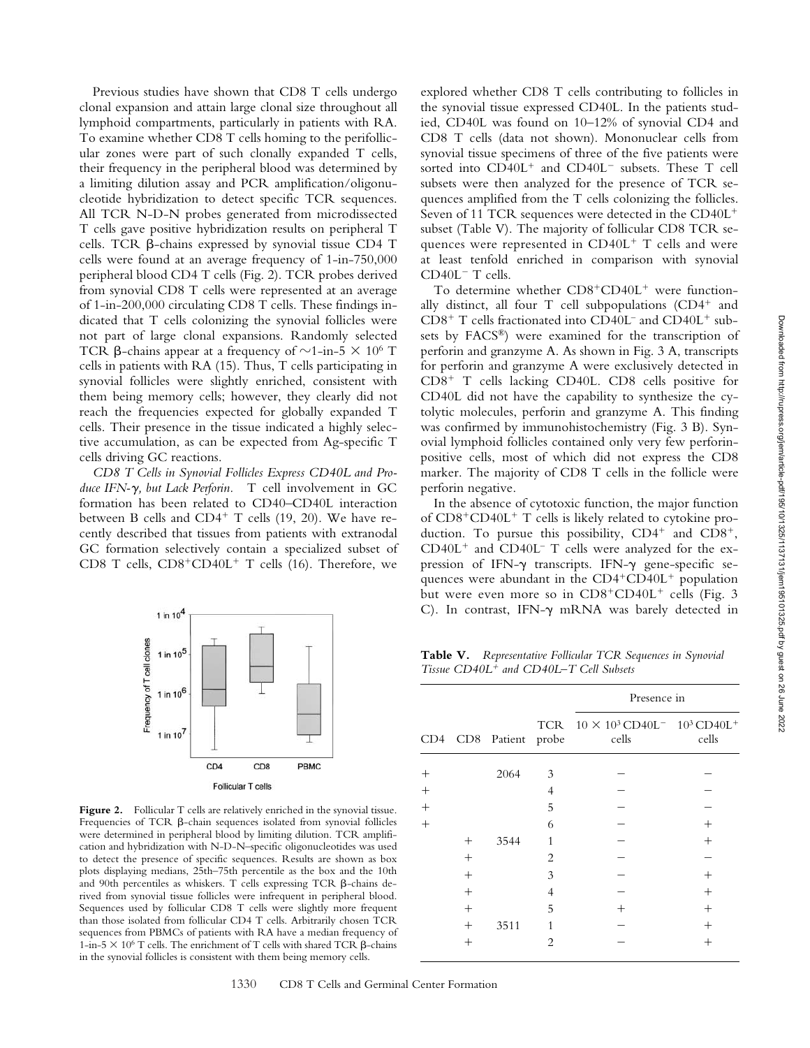Previous studies have shown that CD8 T cells undergo clonal expansion and attain large clonal size throughout all lymphoid compartments, particularly in patients with RA. To examine whether CD8 T cells homing to the perifollicular zones were part of such clonally expanded T cells, their frequency in the peripheral blood was determined by a limiting dilution assay and PCR amplification/oligonucleotide hybridization to detect specific TCR sequences. All TCR N-D-N probes generated from microdissected T cells gave positive hybridization results on peripheral T cells. TCR β-chains expressed by synovial tissue CD4 T cells were found at an average frequency of 1-in-750,000 peripheral blood CD4 T cells (Fig. 2). TCR probes derived from synovial CD8 T cells were represented at an average of 1-in-200,000 circulating CD8 T cells. These findings indicated that T cells colonizing the synovial follicles were not part of large clonal expansions. Randomly selected TCR β-chains appear at a frequency of ~1-in-5 × $10^6$ T cells in patients with RA (15). Thus, T cells participating in synovial follicles were slightly enriched, consistent with them being memory cells; however, they clearly did not reach the frequencies expected for globally expanded T cells. Their presence in the tissue indicated a highly selective accumulation, as can be expected from Ag-specific T cells driving GC reactions.

*CD8 T Cells in Synovial Follicles Express CD40L and Produce IFN-γ, but Lack Perforin.* T cell involvement in GC formation has been related to CD40–CD40L interaction between B cells and $CD4^+$ T cells (19, 20). We have recently described that tissues from patients with extranodal GC formation selectively contain a specialized subset of CD8 T cells, $CD8^+CD40L^+$ T cells (16). Therefore, we

Figure 2. Follicular T cells are relatively enriched in the synovial tissue. Frequencies of TCR β-chain sequences isolated from synovial follicles were determined in peripheral blood by limiting dilution. TCR amplification and hybridization with N-D-N–specific oligonucleotides was used to detect the presence of specific sequences. Results are shown as box plots displaying medians, 25th–75th percentile as the box and the 10th and 90th percentiles as whiskers. T cells expressing TCR β-chains derived from synovial tissue follicles were infrequent in peripheral blood. Sequences used by follicular CD8 T cells were slightly more frequent than those isolated from follicular CD4 T cells. Arbitrarily chosen TCR sequences from PBMCs of patients with RA have a median frequency of 1-in-5 × $10^6$ T cells. The enrichment of T cells with shared TCR β-chains in the synovial follicles is consistent with them being memory cells.

explored whether CD8 T cells contributing to follicles in the synovial tissue expressed CD40L. In the patients studied, CD40L was found on 10–12% of synovial CD4 and CD8 T cells (data not shown). Mononuclear cells from synovial tissue specimens of three of the five patients were sorted into $CD40L^+$ and $CD40L^-$ subsets. These T cell subsets were then analyzed for the presence of TCR sequences amplified from the T cells colonizing the follicles. Seven of 11 TCR sequences were detected in the $CD40L^+$ subset (Table V). The majority of follicular CD8 TCR sequences were represented in $CD40L^+$ T cells and were at least tenfold enriched in comparison with synovial $CD40L^-$ T cells.

To determine whether $CD8^+CD40L^+$ were functionally distinct, all four T cell subpopulations ($CD4^+$ and $CD8^+$ T cells fractionated into $CD40L^-$ and $CD40L^+$ subsets by FACS®) were examined for the transcription of perforin and granzyme A. As shown in Fig. 3 A, transcripts for perforin and granzyme A were exclusively detected in $CD8^+$ T cells lacking CD40L. CD8 cells positive for CD40L did not have the capability to synthesize the cytolytic molecules, perforin and granzyme A. This finding was confirmed by immunohistochemistry (Fig. 3 B). Synovial lymphoid follicles contained only very few perforin-positive cells, most of which did not express the CD8 marker. The majority of CD8 T cells in the follicle were perforin negative.

In the absence of cytotoxic function, the major function of $CD8^+CD40L^+$ T cells is likely related to cytokine production. To pursue this possibility, $CD4^+$ and $CD8^+$, $CD40L^+$ and $CD40L^-$ T cells were analyzed for the expression of IFN-γ transcripts. IFN-γ gene-specific sequences were abundant in the $CD4^+CD40L^+$ population but were even more so in $CD8^+CD40L^+$ cells (Fig. 3 C). In contrast, IFN-γ mRNA was barely detected in

**Table V.** *Representative Follicular TCR Sequences in Synovial Tissue $CD40L^+$ and $CD40L^-$ T Cell Subsets*

| CD4 | CD8 | Patient | TCR probe | Presence in $10 \times 10^3$ $CD40L^-$ cells | Presence in $10^3$ $CD40L^+$ cells |
|---|---|---|---|---|---|
| + | | 2064 | 3 | – | – |
| + | | | 4 | – | – |
| + | | | 5 | – | – |
| + | | | 6 | – | + |
| | + | 3544 | 1 | – | + |
| | + | | 2 | – | – |
| | + | | 3 | – | + |
| | + | | 4 | – | + |
| | + | | 5 | + | + |
| | + | 3511 | 1 | – | + |
| | + | | 2 | – | + |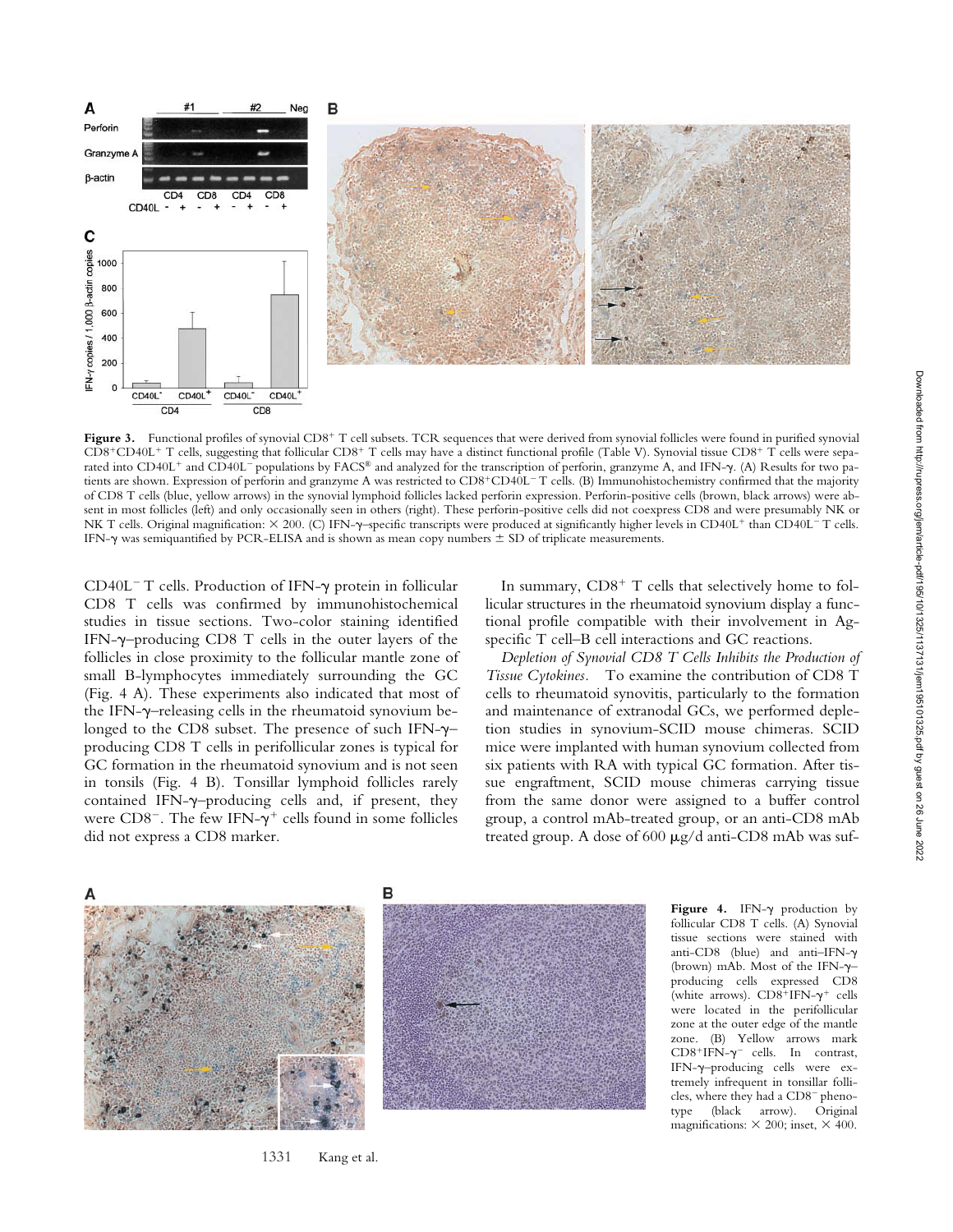**Figure 3.** Functional profiles of synovial $CD8^+$ T cell subsets. TCR sequences that were derived from synovial follicles were found in purified synovial $CD8^+CD40L^+$ T cells, suggesting that follicular $CD8^+$ T cells may have a distinct functional profile (Table V). Synovial tissue $CD8^+$ T cells were separated into $CD40L^+$ and $CD40L^-$ populations by FACS® and analyzed for the transcription of perforin, granzyme A, and IFN-γ. (A) Results for two patients are shown. Expression of perforin and granzyme A was restricted to $CD8^+CD40L^-$ T cells. (B) Immunohistochemistry confirmed that the majority of CD8 T cells (blue, yellow arrows) in the synovial lymphoid follicles lacked perforin expression. Perforin-positive cells (brown, black arrows) were absent in most follicles (left) and only occasionally seen in others (right). These perforin-positive cells did not coexpress CD8 and were presumably NK or NK T cells. Original magnification: × 200. (C) IFN-γ–specific transcripts were produced at significantly higher levels in $CD40L^+$ than $CD40L^-$ T cells. IFN-γ was semiquantified by PCR-ELISA and is shown as mean copy numbers ± SD of triplicate measurements.

$CD40L^-$ T cells. Production of IFN-γ protein in follicular CD8 T cells was confirmed by immunohistochemical studies in tissue sections. Two-color staining identified IFN-γ–producing CD8 T cells in the outer layers of the follicles in close proximity to the follicular mantle zone of small B-lymphocytes immediately surrounding the GC (Fig. 4 A). These experiments also indicated that most of the IFN-γ–releasing cells in the rheumatoid synovium belonged to the CD8 subset. The presence of such IFN-γ–producing CD8 T cells in perifollicular zones is typical for GC formation in the rheumatoid synovium and is not seen in tonsils (Fig. 4 B). Tonsillar lymphoid follicles rarely contained IFN-γ–producing cells and, if present, they were $CD8^-$. The few $IFN\text{-}\gamma^+$ cells found in some follicles did not express a CD8 marker.

In summary, $CD8^+$ T cells that selectively home to follicular structures in the rheumatoid synovium display a functional profile compatible with their involvement in Ag-specific T cell–B cell interactions and GC reactions.

*Depletion of Synovial CD8 T Cells Inhibits the Production of Tissue Cytokines.* To examine the contribution of CD8 T cells to rheumatoid synovitis, particularly to the formation and maintenance of extranodal GCs, we performed depletion studies in synovium-SCID mouse chimeras. SCID mice were implanted with human synovium collected from six patients with RA with typical GC formation. After tissue engraftment, SCID mouse chimeras carrying tissue from the same donor were assigned to a buffer control group, a control mAb-treated group, or an anti-CD8 mAb treated group. A dose of 600 μg/d anti-CD8 mAb was suf-

**Figure 4.** IFN-γ production by follicular CD8 T cells. (A) Synovial tissue sections were stained with anti-CD8 (blue) and anti–IFN-γ (brown) mAb. Most of the IFN-γ–producing cells expressed CD8 (white arrows). $CD8^+IFN\text{-}\gamma^+$ cells were located in the perifollicular zone at the outer edge of the mantle zone. (B) Yellow arrows mark $CD8^+IFN\text{-}\gamma^-$ cells. In contrast, IFN-γ–producing cells were extremely infrequent in tonsillar follicles, where they had a $CD8^-$ phenotype (black arrow). Original magnifications: × 200; inset, × 400.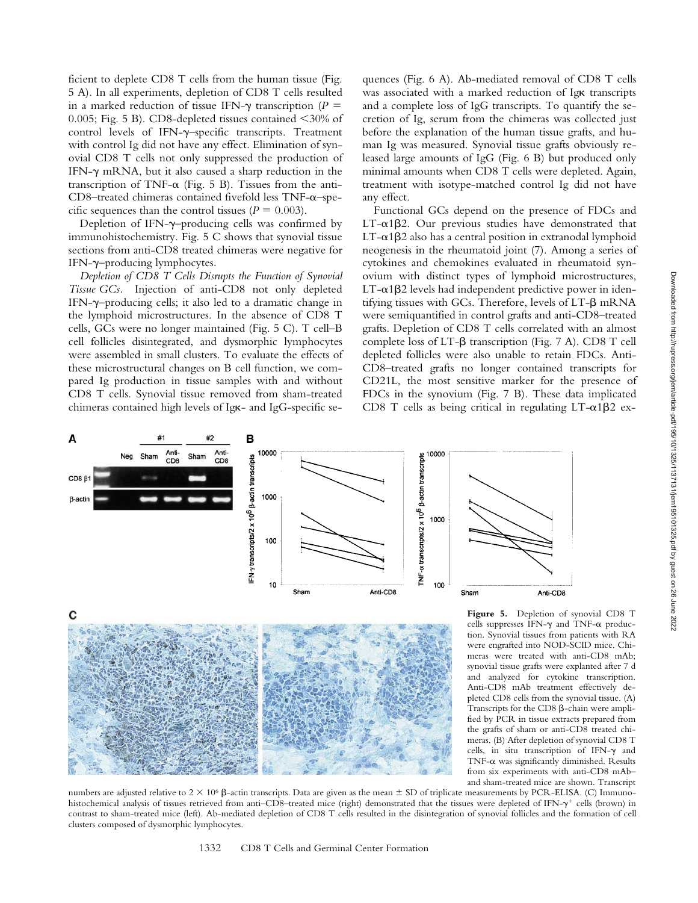ficient to deplete CD8 T cells from the human tissue (Fig. 5 A). In all experiments, depletion of CD8 T cells resulted in a marked reduction of tissue IFN-γ transcription ($P = 0.005$; Fig. 5 B). CD8-depleted tissues contained <30% of control levels of IFN-γ–specific transcripts. Treatment with control Ig did not have any effect. Elimination of synovial CD8 T cells not only suppressed the production of IFN-γ mRNA, but it also caused a sharp reduction in the transcription of TNF-α (Fig. 5 B). Tissues from the anti-CD8–treated chimeras contained fivefold less TNF-α–specific sequences than the control tissues ($P = 0.003$).

Depletion of IFN-γ–producing cells was confirmed by immunohistochemistry. Fig. 5 C shows that synovial tissue sections from anti-CD8 treated chimeras were negative for IFN-γ–producing lymphocytes.

*Depletion of CD8 T Cells Disrupts the Function of Synovial Tissue GCs.* Injection of anti-CD8 not only depleted IFN-γ–producing cells; it also led to a dramatic change in the lymphoid microstructures. In the absence of CD8 T cells, GCs were no longer maintained (Fig. 5 C). T cell–B cell follicles disintegrated, and dysmorphic lymphocytes were assembled in small clusters. To evaluate the effects of these microstructural changes on B cell function, we compared Ig production in tissue samples with and without CD8 T cells. Synovial tissue removed from sham-treated chimeras contained high levels of Igκ- and IgG-specific sequences (Fig. 6 A). Ab-mediated removal of CD8 T cells was associated with a marked reduction of Igκ transcripts and a complete loss of IgG transcripts. To quantify the secretion of Ig, serum from the chimeras was collected just before the explanation of the human tissue grafts, and human Ig was measured. Synovial tissue grafts obviously released large amounts of IgG (Fig. 6 B) but produced only minimal amounts when CD8 T cells were depleted. Again, treatment with isotype-matched control Ig did not have any effect.

Functional GCs depend on the presence of FDCs and LT-α1β2. Our previous studies have demonstrated that LT-α1β2 also has a central position in extranodal lymphoid neogenesis in the rheumatoid joint (7). Among a series of cytokines and chemokines evaluated in rheumatoid synovium with distinct types of lymphoid microstructures, LT-α1β2 levels had independent predictive power in identifying tissues with GCs. Therefore, levels of LT-β mRNA were semiquantified in control grafts and anti-CD8–treated grafts. Depletion of CD8 T cells correlated with an almost complete loss of LT-β transcription (Fig. 7 A). CD8 T cell depleted follicles were also unable to retain FDCs. Anti-CD8–treated grafts no longer contained transcripts for CD21L, the most sensitive marker for the presence of FDCs in the synovium (Fig. 7 B). These data implicated CD8 T cells as being critical in regulating LT-α1β2 ex-

**Figure 5.** Depletion of synovial CD8 T cells suppresses IFN-γ and TNF-α production. Synovial tissues from patients with RA were engrafted into NOD-SCID mice. Chimeras were treated with anti-CD8 mAb; synovial tissue grafts were explanted after 7 d and analyzed for cytokine transcription. Anti-CD8 mAb treatment effectively depleted CD8 cells from the synovial tissue. (A) Transcripts for the CD8 β-chain were amplified by PCR in tissue extracts prepared from the grafts of sham or anti-CD8 treated chimeras. (B) After depletion of synovial CD8 T cells, in situ transcription of IFN-γ and TNF-α was significantly diminished. Results from six experiments with anti-CD8 mAb– and sham-treated mice are shown. Transcript numbers are adjusted relative to $2 \times 10^6$ β-actin transcripts. Data are given as the mean ± SD of triplicate measurements by PCR-ELISA. (C) Immunohistochemical analysis of tissues retrieved from anti–CD8–treated mice (right) demonstrated that the tissues were depleted of IFN-$\gamma^+$ cells (brown) in contrast to sham-treated mice (left). Ab-mediated depletion of CD8 T cells resulted in the disintegration of synovial follicles and the formation of cell clusters composed of dysmorphic lymphocytes.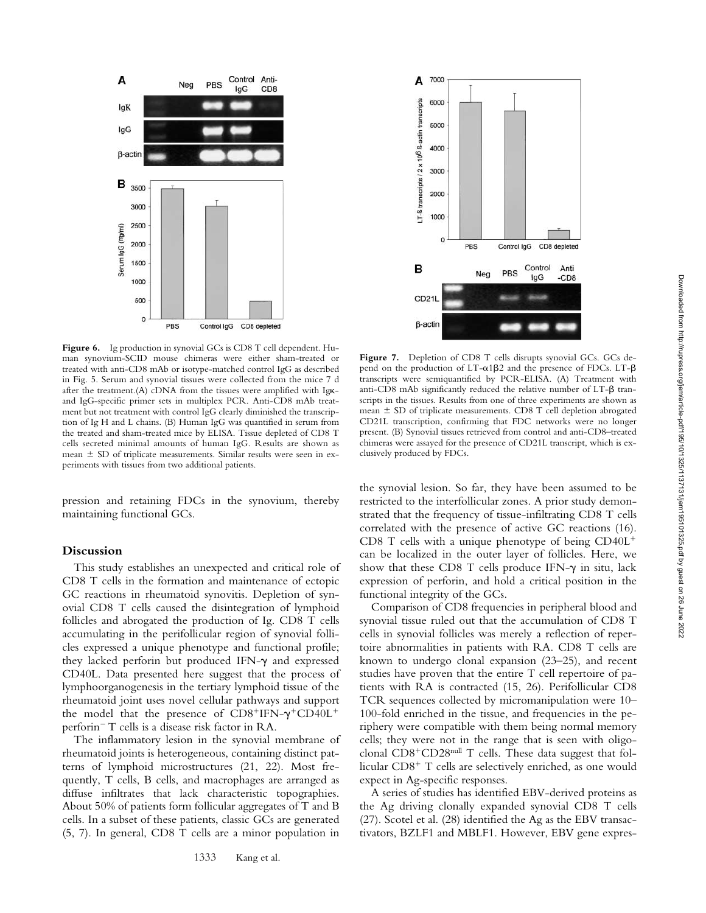**Figure 6.** Ig production in synovial GCs is CD8 T cell dependent. Human synovium-SCID mouse chimeras were either sham-treated or treated with anti-CD8 mAb or isotype-matched control IgG as described in Fig. 5. Serum and synovial tissues were collected from the mice 7 d after the treatment.(A) cDNA from the tissues were amplified with Igκ- and IgG-specific primer sets in multiplex PCR. Anti-CD8 mAb treatment but not treatment with control IgG clearly diminished the transcription of Ig H and L chains. (B) Human IgG was quantified in serum from the treated and sham-treated mice by ELISA. Tissue depleted of CD8 T cells secreted minimal amounts of human IgG. Results are shown as mean ± SD of triplicate measurements. Similar results were seen in experiments with tissues from two additional patients.

**Figure 7.** Depletion of CD8 T cells disrupts synovial GCs. GCs depend on the production of LT-α1β2 and the presence of FDCs. LT-β transcripts were semiquantified by PCR-ELISA. (A) Treatment with anti-CD8 mAb significantly reduced the relative number of LT-β transcripts in the tissues. Results from one of three experiments are shown as mean ± SD of triplicate measurements. CD8 T cell depletion abrogated CD21L transcription, confirming that FDC networks were no longer present. (B) Synovial tissues retrieved from control and anti-CD8–treated chimeras were assayed for the presence of CD21L transcript, which is exclusively produced by FDCs.

pression and retaining FDCs in the synovium, thereby maintaining functional GCs.

## Discussion

This study establishes an unexpected and critical role of CD8 T cells in the formation and maintenance of ectopic GC reactions in rheumatoid synovitis. Depletion of synovial CD8 T cells caused the disintegration of lymphoid follicles and abrogated the production of Ig. CD8 T cells accumulating in the perifollicular region of synovial follicles expressed a unique phenotype and functional profile; they lacked perforin but produced IFN-γ and expressed CD40L. Data presented here suggest that the process of lymphoorganogenesis in the tertiary lymphoid tissue of the rheumatoid joint uses novel cellular pathways and support the model that the presence of CD8$^+$IFN-γ$^+$CD40L$^+$ perforin$^-$ T cells is a disease risk factor in RA.

The inflammatory lesion in the synovial membrane of rheumatoid joints is heterogeneous, containing distinct patterns of lymphoid microstructures (21, 22). Most frequently, T cells, B cells, and macrophages are arranged as diffuse infiltrates that lack characteristic topographies. About 50% of patients form follicular aggregates of T and B cells. In a subset of these patients, classic GCs are generated (5, 7). In general, CD8 T cells are a minor population in the synovial lesion. So far, they have been assumed to be restricted to the interfollicular zones. A prior study demonstrated that the frequency of tissue-infiltrating CD8 T cells correlated with the presence of active GC reactions (16). CD8 T cells with a unique phenotype of being CD40L$^+$ can be localized in the outer layer of follicles. Here, we show that these CD8 T cells produce IFN-γ in situ, lack expression of perforin, and hold a critical position in the functional integrity of the GCs.

Comparison of CD8 frequencies in peripheral blood and synovial tissue ruled out that the accumulation of CD8 T cells in synovial follicles was merely a reflection of repertoire abnormalities in patients with RA. CD8 T cells are known to undergo clonal expansion (23–25), and recent studies have proven that the entire T cell repertoire of patients with RA is contracted (15, 26). Perifollicular CD8 TCR sequences collected by micromanipulation were 10–100-fold enriched in the tissue, and frequencies in the periphery were compatible with them being normal memory cells; they were not in the range that is seen with oligoclonal CD8$^+$CD28$^{null}$ T cells. These data suggest that follicular CD8$^+$ T cells are selectively enriched, as one would expect in Ag-specific responses.

A series of studies has identified EBV-derived proteins as the Ag driving clonally expanded synovial CD8 T cells (27). Scotel et al. (28) identified the Ag as the EBV transactivators, BZLF1 and MBLF1. However, EBV gene expres-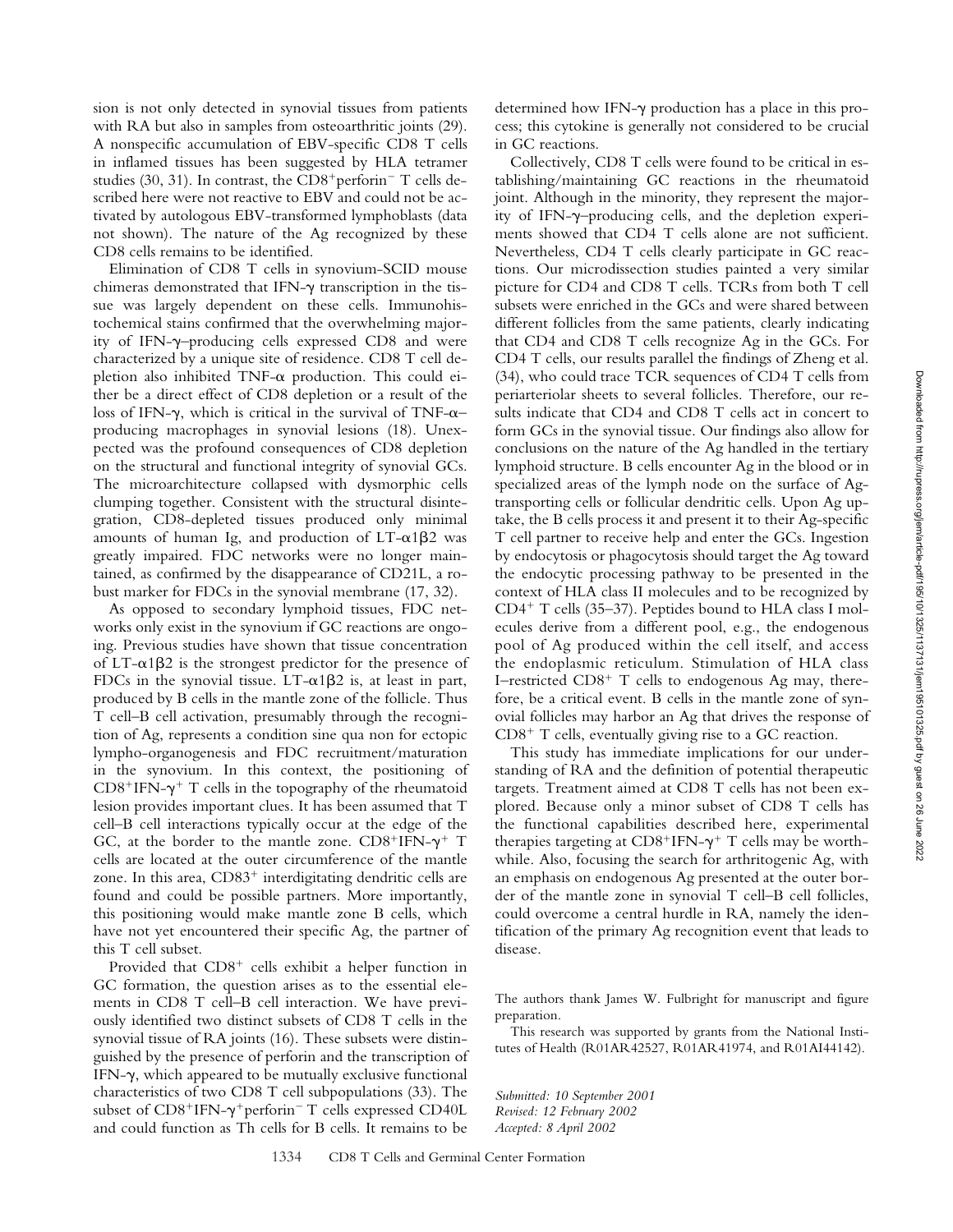sion is not only detected in synovial tissues from patients with RA but also in samples from osteoarthritic joints (29). A nonspecific accumulation of EBV-specific CD8 T cells in inflamed tissues has been suggested by HLA tetramer studies (30, 31). In contrast, the $CD8^+perforin^-$ T cells described here were not reactive to EBV and could not be activated by autologous EBV-transformed lymphoblasts (data not shown). The nature of the Ag recognized by these CD8 cells remains to be identified.

Elimination of CD8 T cells in synovium-SCID mouse chimeras demonstrated that IFN-γ transcription in the tissue was largely dependent on these cells. Immunohistochemical stains confirmed that the overwhelming majority of IFN-γ–producing cells expressed CD8 and were characterized by a unique site of residence. CD8 T cell depletion also inhibited TNF-α production. This could either be a direct effect of CD8 depletion or a result of the loss of IFN-γ, which is critical in the survival of TNF-α–producing macrophages in synovial lesions (18). Unexpected was the profound consequences of CD8 depletion on the structural and functional integrity of synovial GCs. The microarchitecture collapsed with dysmorphic cells clumping together. Consistent with the structural disintegration, CD8-depleted tissues produced only minimal amounts of human Ig, and production of LT-α1β2 was greatly impaired. FDC networks were no longer maintained, as confirmed by the disappearance of CD21L, a robust marker for FDCs in the synovial membrane (17, 32).

As opposed to secondary lymphoid tissues, FDC networks only exist in the synovium if GC reactions are ongoing. Previous studies have shown that tissue concentration of LT-α1β2 is the strongest predictor for the presence of FDCs in the synovial tissue. LT-α1β2 is, at least in part, produced by B cells in the mantle zone of the follicle. Thus T cell–B cell activation, presumably through the recognition of Ag, represents a condition sine qua non for ectopic lympho-organogenesis and FDC recruitment/maturation in the synovium. In this context, the positioning of $CD8^+IFN\text{-}\gamma^+$ T cells in the topography of the rheumatoid lesion provides important clues. It has been assumed that T cell–B cell interactions typically occur at the edge of the GC, at the border to the mantle zone. $CD8^+IFN\text{-}\gamma^+$ T cells are located at the outer circumference of the mantle zone. In this area, $CD83^+$ interdigitating dendritic cells are found and could be possible partners. More importantly, this positioning would make mantle zone B cells, which have not yet encountered their specific Ag, the partner of this T cell subset.

Provided that $CD8^+$ cells exhibit a helper function in GC formation, the question arises as to the essential elements in CD8 T cell–B cell interaction. We have previously identified two distinct subsets of CD8 T cells in the synovial tissue of RA joints (16). These subsets were distinguished by the presence of perforin and the transcription of IFN-γ, which appeared to be mutually exclusive functional characteristics of two CD8 T cell subpopulations (33). The subset of $CD8^+IFN\text{-}\gamma^+perforin^-$ T cells expressed CD40L and could function as Th cells for B cells. It remains to be determined how IFN-γ production has a place in this process; this cytokine is generally not considered to be crucial in GC reactions.

Collectively, CD8 T cells were found to be critical in establishing/maintaining GC reactions in the rheumatoid joint. Although in the minority, they represent the majority of IFN-γ–producing cells, and the depletion experiments showed that CD4 T cells alone are not sufficient. Nevertheless, CD4 T cells clearly participate in GC reactions. Our microdissection studies painted a very similar picture for CD4 and CD8 T cells. TCRs from both T cell subsets were enriched in the GCs and were shared between different follicles from the same patients, clearly indicating that CD4 and CD8 T cells recognize Ag in the GCs. For CD4 T cells, our results parallel the findings of Zheng et al. (34), who could trace TCR sequences of CD4 T cells from periarteriolar sheets to several follicles. Therefore, our results indicate that CD4 and CD8 T cells act in concert to form GCs in the synovial tissue. Our findings also allow for conclusions on the nature of the Ag handled in the tertiary lymphoid structure. B cells encounter Ag in the blood or in specialized areas of the lymph node on the surface of Ag-transporting cells or follicular dendritic cells. Upon Ag uptake, the B cells process it and present it to their Ag-specific T cell partner to receive help and enter the GCs. Ingestion by endocytosis or phagocytosis should target the Ag toward the endocytic processing pathway to be presented in the context of HLA class II molecules and to be recognized by $CD4^+$ T cells (35–37). Peptides bound to HLA class I molecules derive from a different pool, e.g., the endogenous pool of Ag produced within the cell itself, and access the endoplasmic reticulum. Stimulation of HLA class I–restricted $CD8^+$ T cells to endogenous Ag may, therefore, be a critical event. B cells in the mantle zone of synovial follicles may harbor an Ag that drives the response of $CD8^+$ T cells, eventually giving rise to a GC reaction.

This study has immediate implications for our understanding of RA and the definition of potential therapeutic targets. Treatment aimed at CD8 T cells has not been explored. Because only a minor subset of CD8 T cells has the functional capabilities described here, experimental therapies targeting at $CD8^+IFN\text{-}\gamma^+$ T cells may be worthwhile. Also, focusing the search for arthritogenic Ag, with an emphasis on endogenous Ag presented at the outer border of the mantle zone in synovial T cell–B cell follicles, could overcome a central hurdle in RA, namely the identification of the primary Ag recognition event that leads to disease.

The authors thank James W. Fulbright for manuscript and figure preparation.

This research was supported by grants from the National Institutes of Health (R01AR42527, R01AR41974, and R01AI44142).

*Submitted: 10 September 2001*
*Revised: 12 February 2002*
*Accepted: 8 April 2002*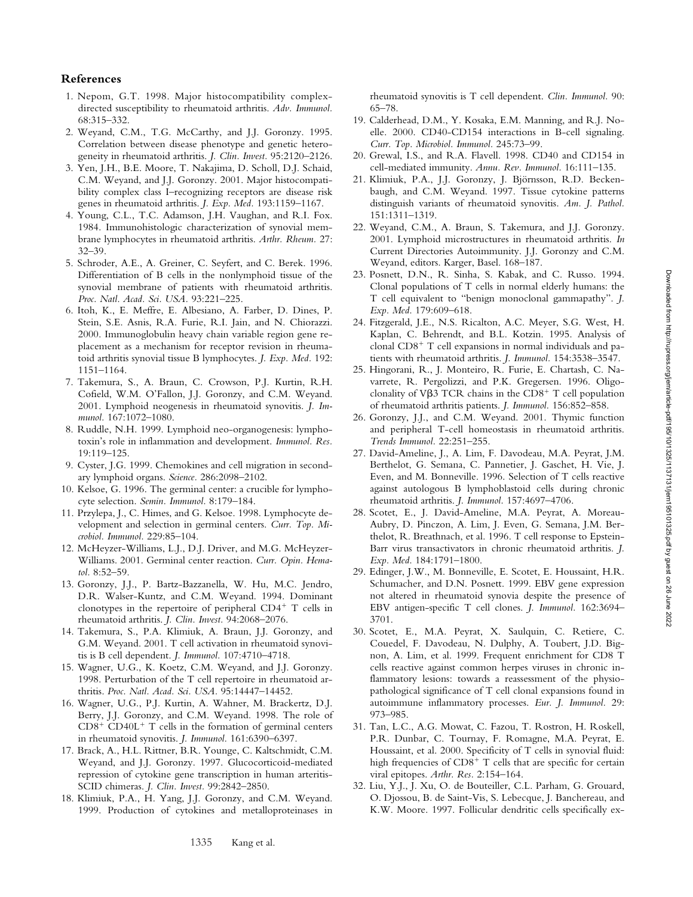## References

1. Nepom, G.T. 1998. Major histocompatibility complex-directed susceptibility to rheumatoid arthritis. *Adv. Immunol.* 68:315–332.
2. Weyand, C.M., T.G. McCarthy, and J.J. Goronzy. 1995. Correlation between disease phenotype and genetic heterogeneity in rheumatoid arthritis. *J. Clin. Invest.* 95:2120–2126.
3. Yen, J.H., B.E. Moore, T. Nakajima, D. Scholl, D.J. Schaid, C.M. Weyand, and J.J. Goronzy. 2001. Major histocompatibility complex class I–recognizing receptors are disease risk genes in rheumatoid arthritis. *J. Exp. Med.* 193:1159–1167.
4. Young, C.L., T.C. Adamson, J.H. Vaughan, and R.I. Fox. 1984. Immunohistologic characterization of synovial membrane lymphocytes in rheumatoid arthritis. *Arthr. Rheum.* 27: 32–39.
5. Schroder, A.E., A. Greiner, C. Seyfert, and C. Berek. 1996. Differentiation of B cells in the nonlymphoid tissue of the synovial membrane of patients with rheumatoid arthritis. *Proc. Natl. Acad. Sci. USA.* 93:221–225.
6. Itoh, K., E. Meffre, E. Albesiano, A. Farber, D. Dines, P. Stein, S.E. Asnis, R.A. Furie, R.I. Jain, and N. Chiorazzi. 2000. Immunoglobulin heavy chain variable region gene replacement as a mechanism for receptor revision in rheumatoid arthritis synovial tissue B lymphocytes. *J. Exp. Med.* 192: 1151–1164.
7. Takemura, S., A. Braun, C. Crowson, P.J. Kurtin, R.H. Cofield, W.M. O'Fallon, J.J. Goronzy, and C.M. Weyand. 2001. Lymphoid neogenesis in rheumatoid synovitis. *J. Immunol.* 167:1072–1080.
8. Ruddle, N.H. 1999. Lymphoid neo-organogenesis: lymphotoxin's role in inflammation and development. *Immunol. Res.* 19:119–125.
9. Cyster, J.G. 1999. Chemokines and cell migration in secondary lymphoid organs. *Science.* 286:2098–2102.
10. Kelsoe, G. 1996. The germinal center: a crucible for lymphocyte selection. *Semin. Immunol.* 8:179–184.
11. Przylepa, J., C. Himes, and G. Kelsoe. 1998. Lymphocyte development and selection in germinal centers. *Curr. Top. Microbiol. Immunol.* 229:85–104.
12. McHeyzer-Williams, L.J., D.J. Driver, and M.G. McHeyzer-Williams. 2001. Germinal center reaction. *Curr. Opin. Hematol.* 8:52–59.
13. Goronzy, J.J., P. Bartz-Bazzanella, W. Hu, M.C. Jendro, D.R. Walser-Kuntz, and C.M. Weyand. 1994. Dominant clonotypes in the repertoire of peripheral CD4+ T cells in rheumatoid arthritis. *J. Clin. Invest.* 94:2068–2076.
14. Takemura, S., P.A. Klimiuk, A. Braun, J.J. Goronzy, and G.M. Weyand. 2001. T cell activation in rheumatoid synovitis is B cell dependent. *J. Immunol.* 107:4710–4718.
15. Wagner, U.G., K. Koetz, C.M. Weyand, and J.J. Goronzy. 1998. Perturbation of the T cell repertoire in rheumatoid arthritis. *Proc. Natl. Acad. Sci. USA.* 95:14447–14452.
16. Wagner, U.G., P.J. Kurtin, A. Wahner, M. Brackertz, D.J. Berry, J.J. Goronzy, and C.M. Weyand. 1998. The role of CD8+ CD40L+ T cells in the formation of germinal centers in rheumatoid synovitis. *J. Immunol.* 161:6390–6397.
17. Brack, A., H.L. Rittner, B.R. Younge, C. Kaltschmidt, C.M. Weyand, and J.J. Goronzy. 1997. Glucocorticoid-mediated repression of cytokine gene transcription in human arteritis-SCID chimeras. *J. Clin. Invest.* 99:2842–2850.
18. Klimiuk, P.A., H. Yang, J.J. Goronzy, and C.M. Weyand. 1999. Production of cytokines and metalloproteinases in rheumatoid synovitis is T cell dependent. *Clin. Immunol.* 90: 65–78.
19. Calderhead, D.M., Y. Kosaka, E.M. Manning, and R.J. Noelle. 2000. CD40-CD154 interactions in B-cell signaling. *Curr. Top. Microbiol. Immunol.* 245:73–99.
20. Grewal, I.S., and R.A. Flavell. 1998. CD40 and CD154 in cell-mediated immunity. *Annu. Rev. Immunol.* 16:111–135.
21. Klimiuk, P.A., J.J. Goronzy, J. Björnsson, R.D. Beckenbaugh, and C.M. Weyand. 1997. Tissue cytokine patterns distinguish variants of rheumatoid synovitis. *Am. J. Pathol.* 151:1311–1319.
22. Weyand, C.M., A. Braun, S. Takemura, and J.J. Goronzy. 2001. Lymphoid microstructures in rheumatoid arthritis. *In* Current Directories Autoimmunity. J.J. Goronzy and C.M. Weyand, editors. Karger, Basel. 168–187.
23. Posnett, D.N., R. Sinha, S. Kabak, and C. Russo. 1994. Clonal populations of T cells in normal elderly humans: the T cell equivalent to "benign monoclonal gammapathy". *J. Exp. Med.* 179:609–618.
24. Fitzgerald, J.E., N.S. Ricalton, A.C. Meyer, S.G. West, H. Kaplan, C. Behrendt, and B.L. Kotzin. 1995. Analysis of clonal CD8+ T cell expansions in normal individuals and patients with rheumatoid arthritis. *J. Immunol.* 154:3538–3547.
25. Hingorani, R., J. Monteiro, R. Furie, E. Chartash, C. Navarrete, R. Pergolizzi, and P.K. Gregersen. 1996. Oligoclonality of Vβ3 TCR chains in the CD8+ T cell population of rheumatoid arthritis patients. *J. Immunol.* 156:852–858.
26. Goronzy, J.J., and C.M. Weyand. 2001. Thymic function and peripheral T-cell homeostasis in rheumatoid arthritis. *Trends Immunol.* 22:251–255.
27. David-Ameline, J., A. Lim, F. Davodeau, M.A. Peyrat, J.M. Berthelot, G. Semana, C. Pannetier, J. Gaschet, H. Vie, J. Even, and M. Bonneville. 1996. Selection of T cells reactive against autologous B lymphoblastoid cells during chronic rheumatoid arthritis. *J. Immunol.* 157:4697–4706.
28. Scotet, E., J. David-Ameline, M.A. Peyrat, A. Moreau-Aubry, D. Pinczon, A. Lim, J. Even, G. Semana, J.M. Berthelot, R. Breathnach, et al. 1996. T cell response to Epstein-Barr virus transactivators in chronic rheumatoid arthritis. *J. Exp. Med.* 184:1791–1800.
29. Edinger, J.W., M. Bonneville, E. Scotet, E. Houssaint, H.R. Schumacher, and D.N. Posnett. 1999. EBV gene expression not altered in rheumatoid synovia despite the presence of EBV antigen-specific T cell clones. *J. Immunol.* 162:3694–3701.
30. Scotet, E., M.A. Peyrat, X. Saulquin, C. Retiere, C. Couedel, F. Davodeau, N. Dulphy, A. Toubert, J.D. Bignon, A. Lim, et al. 1999. Frequent enrichment for CD8 T cells reactive against common herpes viruses in chronic inflammatory lesions: towards a reassessment of the physiopathological significance of T cell clonal expansions found in autoimmune inflammatory processes. *Eur. J. Immunol.* 29: 973–985.
31. Tan, L.C., A.G. Mowat, C. Fazou, T. Rostron, H. Roskell, P.R. Dunbar, C. Tournay, F. Romagne, M.A. Peyrat, E. Houssaint, et al. 2000. Specificity of T cells in synovial fluid: high frequencies of CD8+ T cells that are specific for certain viral epitopes. *Arthr. Res.* 2:154–164.
32. Liu, Y.J., J. Xu, O. de Bouteiller, C.L. Parham, G. Grouard, O. Djossou, B. de Saint-Vis, S. Lebecque, J. Banchereau, and K.W. Moore. 1997. Follicular dendritic cells specifically ex-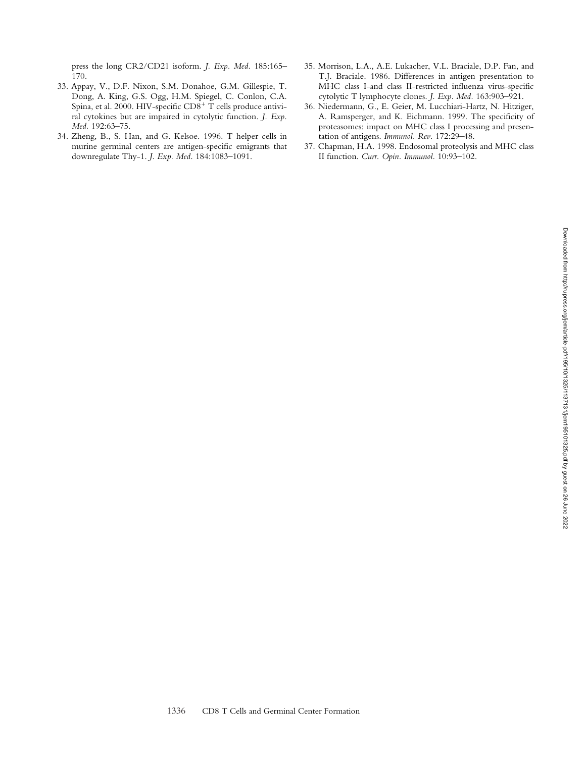press the long CR2/CD21 isoform. *J. Exp. Med.* 185:165–170.

33. Appay, V., D.F. Nixon, S.M. Donahoe, G.M. Gillespie, T. Dong, A. King, G.S. Ogg, H.M. Spiegel, C. Conlon, C.A. Spina, et al. 2000. HIV-specific $CD8^+$ T cells produce antiviral cytokines but are impaired in cytolytic function. *J. Exp. Med.* 192:63–75.
34. Zheng, B., S. Han, and G. Kelsoe. 1996. T helper cells in murine germinal centers are antigen-specific emigrants that downregulate Thy-1. *J. Exp. Med.* 184:1083–1091.
35. Morrison, L.A., A.E. Lukacher, V.L. Braciale, D.P. Fan, and T.J. Braciale. 1986. Differences in antigen presentation to MHC class I-and class II-restricted influenza virus-specific cytolytic T lymphocyte clones. *J. Exp. Med.* 163:903–921.
36. Niedermann, G., E. Geier, M. Lucchiari-Hartz, N. Hitziger, A. Ramsperger, and K. Eichmann. 1999. The specificity of proteasomes: impact on MHC class I processing and presentation of antigens. *Immunol. Rev.* 172:29–48.
37. Chapman, H.A. 1998. Endosomal proteolysis and MHC class II function. *Curr. Opin. Immunol.* 10:93–102.